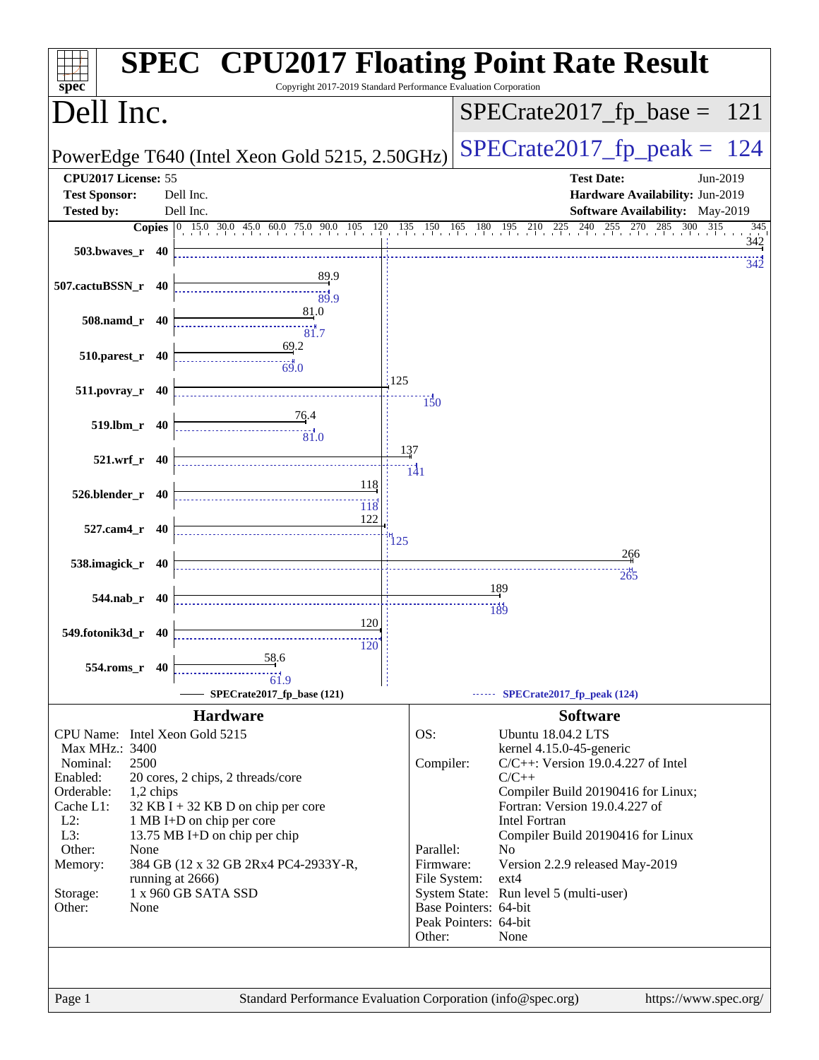# SPEC CPU2017 Floating Point Rate Result

Copyright 2017-2019 Standard Performance Evaluation Corporation

## Dell Inc.

PowerEdge T640 (Intel Xeon Gold 5215, 2.50GHz)

SPECrate2017_fp_base = 121

SPECrate2017_fp_peak = 124

| | | | |
|---|---|---|---|
| **CPU2017 License:** | 55 | **Test Date:** | Jun-2019 |
| **Test Sponsor:** | Dell Inc. | **Hardware Availability:** | Jun-2019 |
| **Tested by:** | Dell Inc. | **Software Availability:** | May-2019 |

| Benchmark | Copies | Base | Peak |
|---|---|---|---|
| 503.bwaves_r | 40 | 342 | 342 |
| 507.cactuBSSN_r | 40 | 89.9 | 89.9 |
| 508.namd_r | 40 | 81.0 | 81.7 |
| 510.parest_r | 40 | 69.2 | 69.0 |
| 511.povray_r | 40 | 125 | 150 |
| 519.lbm_r | 40 | 76.4 | 81.0 |
| 521.wrf_r | 40 | 137 | 141 |
| 526.blender_r | 40 | 118 | 118 |
| 527.cam4_r | 40 | 122 | 125 |
| 538.imagick_r | 40 | 266 | 265 |
| 544.nab_r | 40 | 189 | 189 |
| 549.fotonik3d_r | 40 | 120 | 120 |
| 554.roms_r | 40 | 58.6 | 61.9 |

SPECrate2017_fp_base (121) — SPECrate2017_fp_peak (124)

## Hardware

| | |
|---|---|
| CPU Name: | Intel Xeon Gold 5215 |
| Max MHz.: | 3400 |
| Nominal: | 2500 |
| Enabled: | 20 cores, 2 chips, 2 threads/core |
| Orderable: | 1,2 chips |
| Cache L1: | 32 KB I + 32 KB D on chip per core |
| L2: | 1 MB I+D on chip per core |
| L3: | 13.75 MB I+D on chip per chip |
| Other: | None |
| Memory: | 384 GB (12 x 32 GB 2Rx4 PC4-2933Y-R, running at 2666) |
| Storage: | 1 x 960 GB SATA SSD |
| Other: | None |

## Software

| | |
|---|---|
| OS: | Ubuntu 18.04.2 LTS kernel 4.15.0-45-generic |
| Compiler: | C/C++: Version 19.0.4.227 of Intel C/C++ Compiler Build 20190416 for Linux; Fortran: Version 19.0.4.227 of Intel Fortran Compiler Build 20190416 for Linux |
| Parallel: | No |
| Firmware: | Version 2.2.9 released May-2019 |
| File System: | ext4 |
| System State: | Run level 5 (multi-user) |
| Base Pointers: | 64-bit |
| Peak Pointers: | 64-bit |
| Other: | None |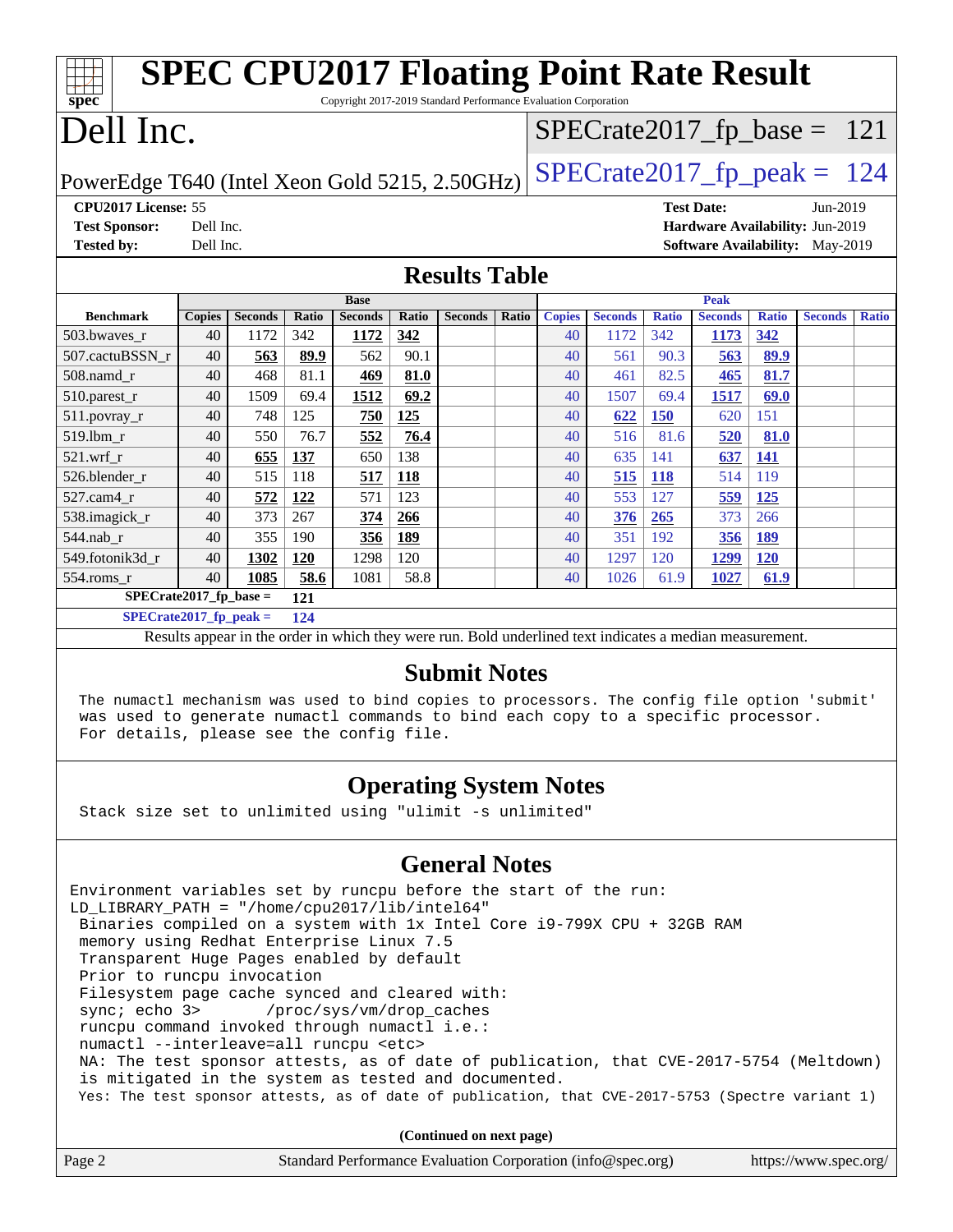# SPEC CPU2017 Floating Point Rate Result

Copyright 2017-2019 Standard Performance Evaluation Corporation

# Dell Inc.

PowerEdge T640 (Intel Xeon Gold 5215, 2.50GHz)

SPECrate2017_fp_base = 121

SPECrate2017_fp_peak = 124

**CPU2017 License:** 55
**Test Sponsor:** Dell Inc.
**Tested by:** Dell Inc.

**Test Date:** Jun-2019
**Hardware Availability:** Jun-2019
**Software Availability:** May-2019

## Results Table

| Benchmark | Base | | | | | | | Peak | | | | | | |
|---|---|---|---|---|---|---|---|---|---|---|---|---|---|---|
| | Copies | Seconds | Ratio | Seconds | Ratio | Seconds | Ratio | Copies | Seconds | Ratio | Seconds | Ratio | Seconds | Ratio |
| 503.bwaves_r | 40 | 1172 | 342 | **1172** | **342** | | | 40 | 1172 | 342 | **1173** | **342** | | |
| 507.cactuBSSN_r | 40 | **563** | **89.9** | 562 | 90.1 | | | 40 | 561 | 90.3 | **563** | **89.9** | | |
| 508.namd_r | 40 | 468 | 81.1 | **469** | **81.0** | | | 40 | 461 | 82.5 | **465** | **81.7** | | |
| 510.parest_r | 40 | 1509 | 69.4 | **1512** | **69.2** | | | 40 | 1507 | 69.4 | **1517** | **69.0** | | |
| 511.povray_r | 40 | 748 | 125 | **750** | **125** | | | 40 | **622** | **150** | 620 | 151 | | |
| 519.lbm_r | 40 | 550 | 76.7 | **552** | **76.4** | | | 40 | 516 | 81.6 | **520** | **81.0** | | |
| 521.wrf_r | 40 | **655** | **137** | 650 | 138 | | | 40 | 635 | 141 | **637** | **141** | | |
| 526.blender_r | 40 | 515 | 118 | **517** | **118** | | | 40 | **515** | **118** | 514 | 119 | | |
| 527.cam4_r | 40 | **572** | **122** | 571 | 123 | | | 40 | 553 | 127 | **559** | **125** | | |
| 538.imagick_r | 40 | 373 | 267 | **374** | **266** | | | 40 | **376** | **265** | 373 | 266 | | |
| 544.nab_r | 40 | 355 | 190 | **356** | **189** | | | 40 | 351 | 192 | **356** | **189** | | |
| 549.fotonik3d_r | 40 | **1302** | **120** | 1298 | 120 | | | 40 | 1297 | 120 | **1299** | **120** | | |
| 554.roms_r | 40 | **1085** | **58.6** | 1081 | 58.8 | | | 40 | 1026 | 61.9 | **1027** | **61.9** | | |

**SPECrate2017_fp_base = 121**

**SPECrate2017_fp_peak = 124**

Results appear in the order in which they were run. Bold underlined text indicates a median measurement.

## Submit Notes

```
The numactl mechanism was used to bind copies to processors. The config file option 'submit'
was used to generate numactl commands to bind each copy to a specific processor.
For details, please see the config file.
```

## Operating System Notes

```
Stack size set to unlimited using "ulimit -s unlimited"
```

## General Notes

```
Environment variables set by runcpu before the start of the run:
LD_LIBRARY_PATH = "/home/cpu2017/lib/intel64"
 Binaries compiled on a system with 1x Intel Core i9-799X CPU + 32GB RAM
 memory using Redhat Enterprise Linux 7.5
 Transparent Huge Pages enabled by default
 Prior to runcpu invocation
 Filesystem page cache synced and cleared with:
 sync; echo 3>       /proc/sys/vm/drop_caches
 runcpu command invoked through numactl i.e.:
 numactl --interleave=all runcpu <etc>
 NA: The test sponsor attests, as of date of publication, that CVE-2017-5754 (Meltdown)
 is mitigated in the system as tested and documented.
 Yes: The test sponsor attests, as of date of publication, that CVE-2017-5753 (Spectre variant 1)
```

**(Continued on next page)**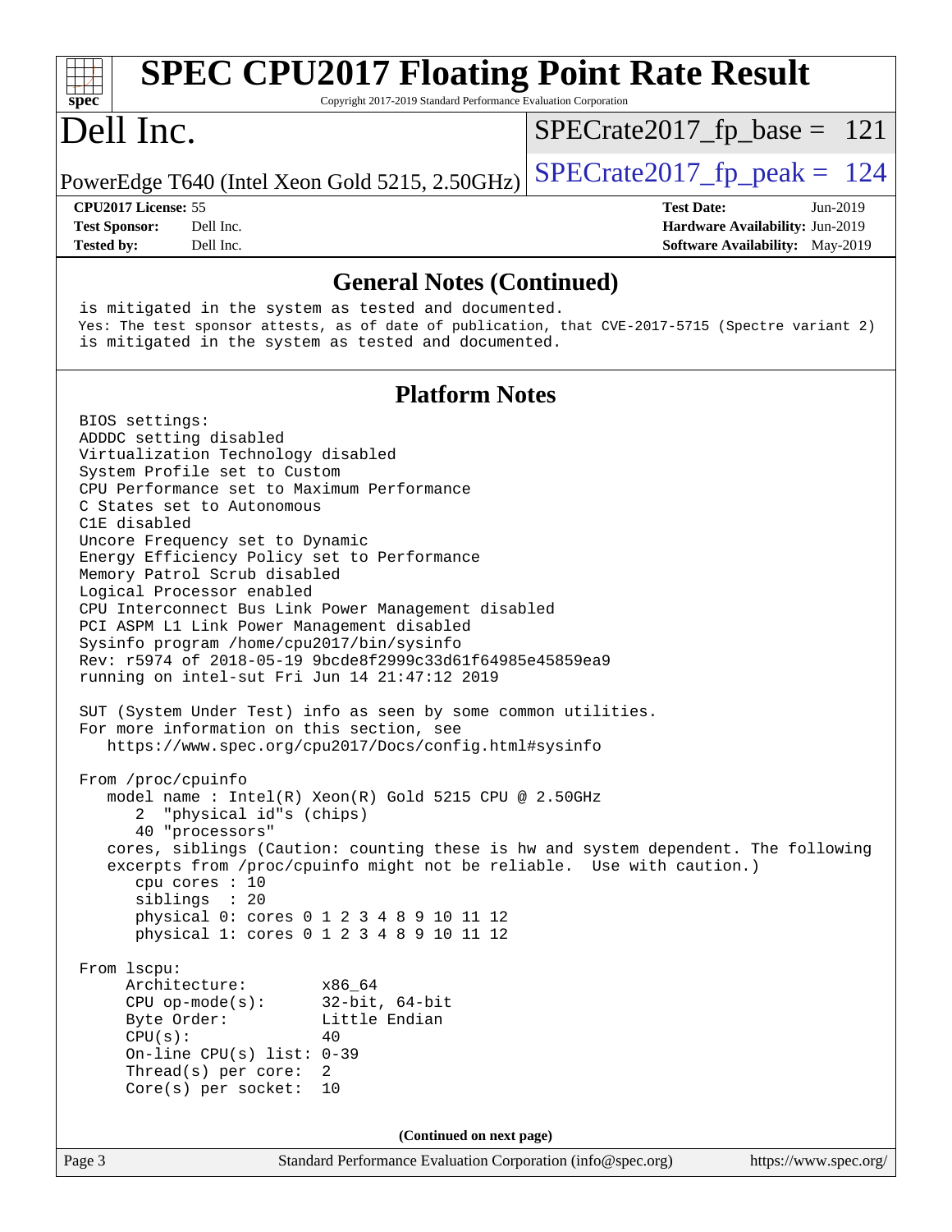## General Notes (Continued)

```
is mitigated in the system as tested and documented.
Yes: The test sponsor attests, as of date of publication, that CVE-2017-5715 (Spectre variant 2)
is mitigated in the system as tested and documented.
```

## Platform Notes

```
BIOS settings:
ADDDC setting disabled
Virtualization Technology disabled
System Profile set to Custom
CPU Performance set to Maximum Performance
C States set to Autonomous
C1E disabled
Uncore Frequency set to Dynamic
Energy Efficiency Policy set to Performance
Memory Patrol Scrub disabled
Logical Processor enabled
CPU Interconnect Bus Link Power Management disabled
PCI ASPM L1 Link Power Management disabled
Sysinfo program /home/cpu2017/bin/sysinfo
Rev: r5974 of 2018-05-19 9bcde8f2999c33d61f64985e45859ea9
running on intel-sut Fri Jun 14 21:47:12 2019

SUT (System Under Test) info as seen by some common utilities.
For more information on this section, see
   https://www.spec.org/cpu2017/Docs/config.html#sysinfo

From /proc/cpuinfo
   model name : Intel(R) Xeon(R) Gold 5215 CPU @ 2.50GHz
      2  "physical id"s (chips)
      40 "processors"
   cores, siblings (Caution: counting these is hw and system dependent. The following
   excerpts from /proc/cpuinfo might not be reliable.  Use with caution.)
      cpu cores : 10
      siblings  : 20
      physical 0: cores 0 1 2 3 4 8 9 10 11 12
      physical 1: cores 0 1 2 3 4 8 9 10 11 12

From lscpu:
     Architecture:          x86_64
     CPU op-mode(s):        32-bit, 64-bit
     Byte Order:            Little Endian
     CPU(s):                40
     On-line CPU(s) list: 0-39
     Thread(s) per core:  2
     Core(s) per socket:  10
```

(Continued on next page)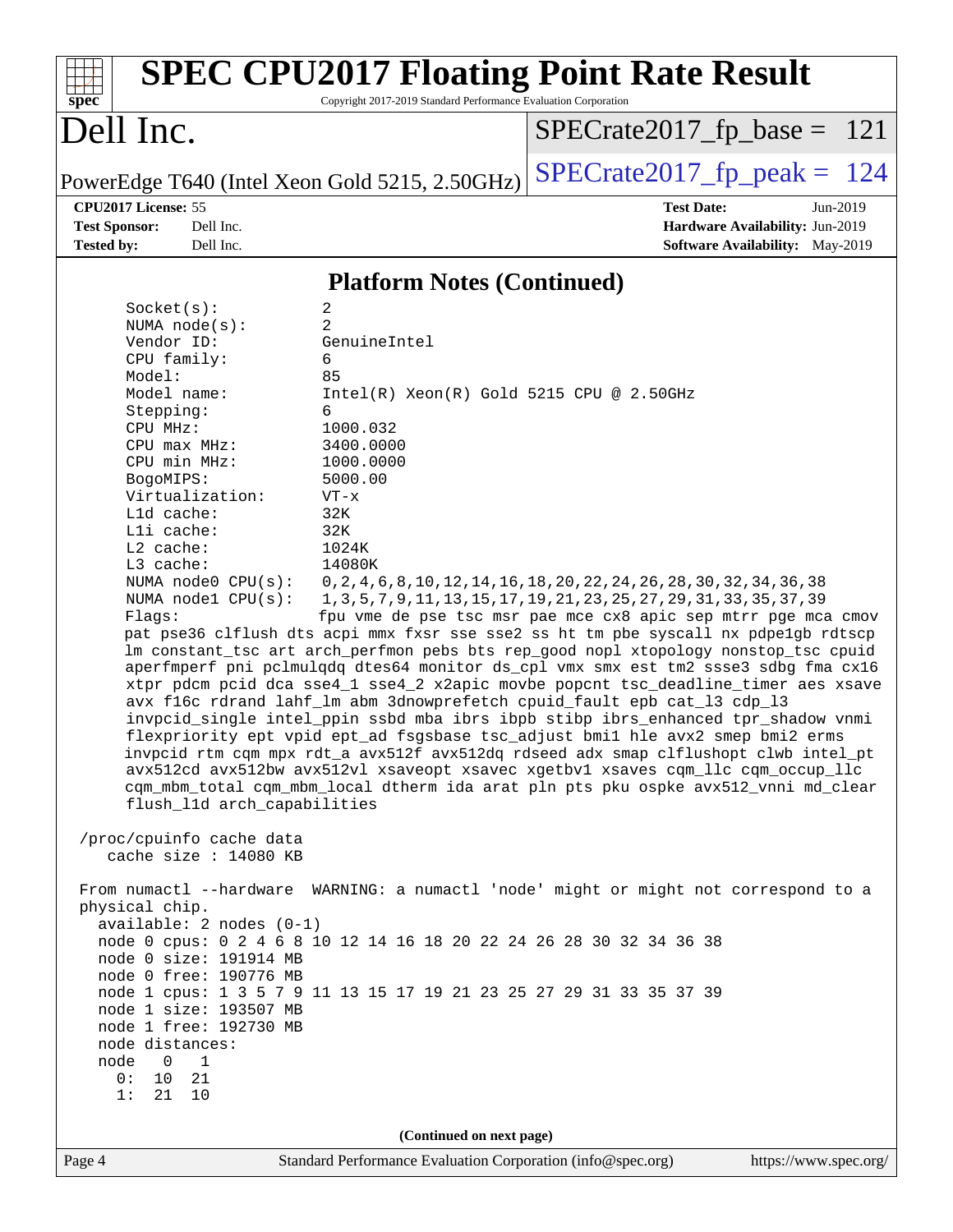## Platform Notes (Continued)

```
     Socket(s):             2
     NUMA node(s):          2
     Vendor ID:             GenuineIntel
     CPU family:            6
     Model:                 85
     Model name:            Intel(R) Xeon(R) Gold 5215 CPU @ 2.50GHz
     Stepping:              6
     CPU MHz:               1000.032
     CPU max MHz:           3400.0000
     CPU min MHz:           1000.0000
     BogoMIPS:              5000.00
     Virtualization:        VT-x
     L1d cache:             32K
     L1i cache:             32K
     L2 cache:              1024K
     L3 cache:              14080K
     NUMA node0 CPU(s):     0,2,4,6,8,10,12,14,16,18,20,22,24,26,28,30,32,34,36,38
     NUMA node1 CPU(s):     1,3,5,7,9,11,13,15,17,19,21,23,25,27,29,31,33,35,37,39
     Flags:                 fpu vme de pse tsc msr pae mce cx8 apic sep mtrr pge mca cmov
     pat pse36 clflush dts acpi mmx fxsr sse sse2 ss ht tm pbe syscall nx pdpe1gb rdtscp
     lm constant_tsc art arch_perfmon pebs bts rep_good nopl xtopology nonstop_tsc cpuid
     aperfmperf pni pclmulqdq dtes64 monitor ds_cpl vmx smx est tm2 ssse3 sdbg fma cx16
     xtpr pdcm pcid dca sse4_1 sse4_2 x2apic movbe popcnt tsc_deadline_timer aes xsave
     avx f16c rdrand lahf_lm abm 3dnowprefetch cpuid_fault epb cat_l3 cdp_l3
     invpcid_single intel_ppin ssbd mba ibrs ibpb stibp ibrs_enhanced tpr_shadow vnmi
     flexpriority ept vpid ept_ad fsgsbase tsc_adjust bmi1 hle avx2 smep bmi2 erms
     invpcid rtm cqm mpx rdt_a avx512f avx512dq rdseed adx smap clflushopt clwb intel_pt
     avx512cd avx512bw avx512vl xsaveopt xsavec xgetbv1 xsaves cqm_llc cqm_occup_llc
     cqm_mbm_total cqm_mbm_local dtherm ida arat pln pts pku ospke avx512_vnni md_clear
     flush_l1d arch_capabilities

 /proc/cpuinfo cache data
    cache size : 14080 KB

 From numactl --hardware  WARNING: a numactl 'node' might or might not correspond to a
 physical chip.
   available: 2 nodes (0-1)
   node 0 cpus: 0 2 4 6 8 10 12 14 16 18 20 22 24 26 28 30 32 34 36 38
   node 0 size: 191914 MB
   node 0 free: 190776 MB
   node 1 cpus: 1 3 5 7 9 11 13 15 17 19 21 23 25 27 29 31 33 35 37 39
   node 1 size: 193507 MB
   node 1 free: 192730 MB
   node distances:
   node   0   1
     0:  10  21
     1:  21  10
```

(Continued on next page)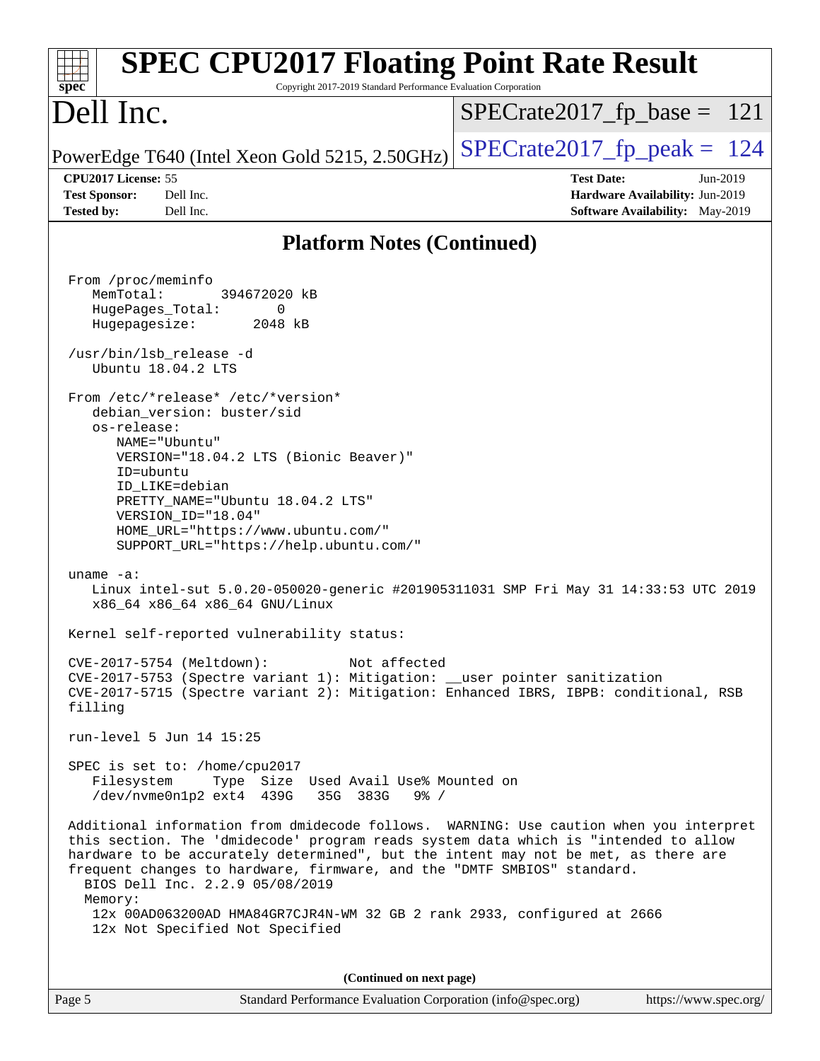## Platform Notes (Continued)

```
From /proc/meminfo
   MemTotal:       394672020 kB
   HugePages_Total:       0
   Hugepagesize:       2048 kB

/usr/bin/lsb_release -d
   Ubuntu 18.04.2 LTS

From /etc/*release* /etc/*version*
   debian_version: buster/sid
   os-release:
      NAME="Ubuntu"
      VERSION="18.04.2 LTS (Bionic Beaver)"
      ID=ubuntu
      ID_LIKE=debian
      PRETTY_NAME="Ubuntu 18.04.2 LTS"
      VERSION_ID="18.04"
      HOME_URL="https://www.ubuntu.com/"
      SUPPORT_URL="https://help.ubuntu.com/"

uname -a:
   Linux intel-sut 5.0.20-050020-generic #201905311031 SMP Fri May 31 14:33:53 UTC 2019
   x86_64 x86_64 x86_64 GNU/Linux

Kernel self-reported vulnerability status:

CVE-2017-5754 (Meltdown):          Not affected
CVE-2017-5753 (Spectre variant 1): Mitigation: __user pointer sanitization
CVE-2017-5715 (Spectre variant 2): Mitigation: Enhanced IBRS, IBPB: conditional, RSB
filling

run-level 5 Jun 14 15:25

SPEC is set to: /home/cpu2017
   Filesystem     Type  Size  Used Avail Use% Mounted on
   /dev/nvme0n1p2 ext4  439G   35G  383G   9% /

Additional information from dmidecode follows.  WARNING: Use caution when you interpret
this section. The 'dmidecode' program reads system data which is "intended to allow
hardware to be accurately determined", but the intent may not be met, as there are
frequent changes to hardware, firmware, and the "DMTF SMBIOS" standard.
  BIOS Dell Inc. 2.2.9 05/08/2019
  Memory:
   12x 00AD063200AD HMA84GR7CJR4N-WM 32 GB 2 rank 2933, configured at 2666
   12x Not Specified Not Specified
```

**(Continued on next page)**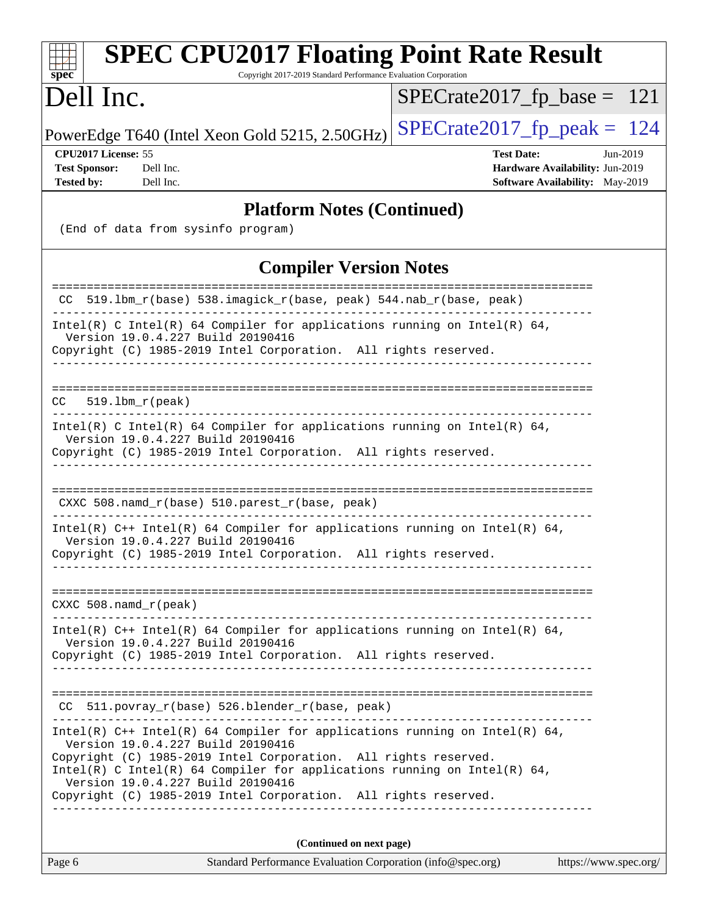## Platform Notes (Continued)

```
(End of data from sysinfo program)
```

## Compiler Version Notes

```
==============================================================================
 CC  519.lbm_r(base) 538.imagick_r(base, peak) 544.nab_r(base, peak)
------------------------------------------------------------------------------
Intel(R) C Intel(R) 64 Compiler for applications running on Intel(R) 64,
  Version 19.0.4.227 Build 20190416
Copyright (C) 1985-2019 Intel Corporation.  All rights reserved.
------------------------------------------------------------------------------

==============================================================================
CC   519.lbm_r(peak)
------------------------------------------------------------------------------
Intel(R) C Intel(R) 64 Compiler for applications running on Intel(R) 64,
  Version 19.0.4.227 Build 20190416
Copyright (C) 1985-2019 Intel Corporation.  All rights reserved.
------------------------------------------------------------------------------

==============================================================================
 CXXC 508.namd_r(base) 510.parest_r(base, peak)
------------------------------------------------------------------------------
Intel(R) C++ Intel(R) 64 Compiler for applications running on Intel(R) 64,
  Version 19.0.4.227 Build 20190416
Copyright (C) 1985-2019 Intel Corporation.  All rights reserved.
------------------------------------------------------------------------------

==============================================================================
CXXC 508.namd_r(peak)
------------------------------------------------------------------------------
Intel(R) C++ Intel(R) 64 Compiler for applications running on Intel(R) 64,
  Version 19.0.4.227 Build 20190416
Copyright (C) 1985-2019 Intel Corporation.  All rights reserved.
------------------------------------------------------------------------------

==============================================================================
 CC  511.povray_r(base) 526.blender_r(base, peak)
------------------------------------------------------------------------------
Intel(R) C++ Intel(R) 64 Compiler for applications running on Intel(R) 64,
  Version 19.0.4.227 Build 20190416
Copyright (C) 1985-2019 Intel Corporation.  All rights reserved.
Intel(R) C Intel(R) 64 Compiler for applications running on Intel(R) 64,
  Version 19.0.4.227 Build 20190416
Copyright (C) 1985-2019 Intel Corporation.  All rights reserved.
------------------------------------------------------------------------------
```

**(Continued on next page)**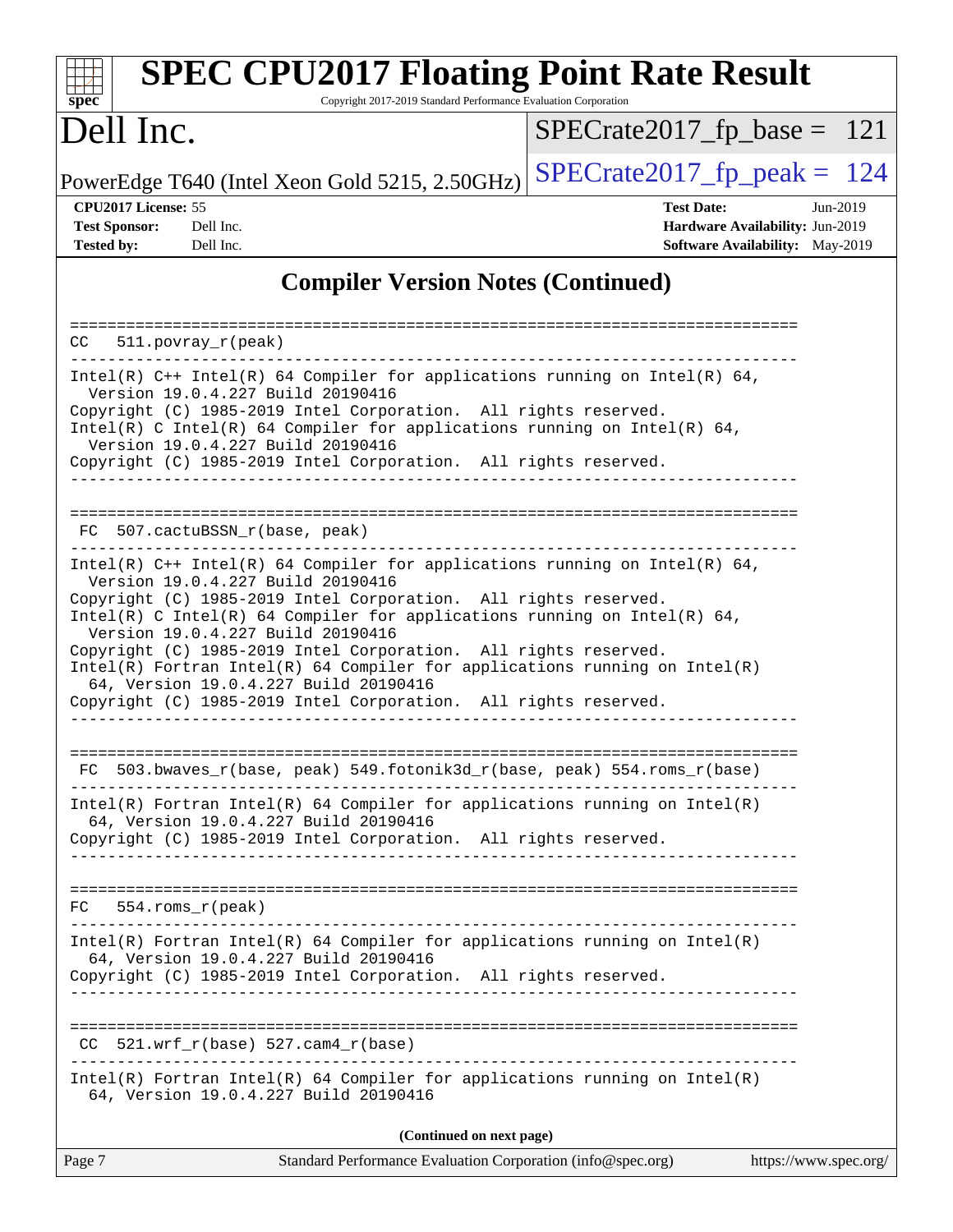# SPEC CPU2017 Floating Point Rate Result

Copyright 2017-2019 Standard Performance Evaluation Corporation

# Dell Inc.

PowerEdge T640 (Intel Xeon Gold 5215, 2.50GHz)

SPECrate2017_fp_base = 121

SPECrate2017_fp_peak = 124

**CPU2017 License:** 55
**Test Sponsor:** Dell Inc.
**Tested by:** Dell Inc.

**Test Date:** Jun-2019
**Hardware Availability:** Jun-2019
**Software Availability:** May-2019

## Compiler Version Notes (Continued)

```
==============================================================================
CC   511.povray_r(peak)
------------------------------------------------------------------------------
Intel(R) C++ Intel(R) 64 Compiler for applications running on Intel(R) 64,
  Version 19.0.4.227 Build 20190416
Copyright (C) 1985-2019 Intel Corporation.  All rights reserved.
Intel(R) C Intel(R) 64 Compiler for applications running on Intel(R) 64,
  Version 19.0.4.227 Build 20190416
Copyright (C) 1985-2019 Intel Corporation.  All rights reserved.
------------------------------------------------------------------------------

==============================================================================
 FC  507.cactuBSSN_r(base, peak)
------------------------------------------------------------------------------
Intel(R) C++ Intel(R) 64 Compiler for applications running on Intel(R) 64,
  Version 19.0.4.227 Build 20190416
Copyright (C) 1985-2019 Intel Corporation.  All rights reserved.
Intel(R) C Intel(R) 64 Compiler for applications running on Intel(R) 64,
  Version 19.0.4.227 Build 20190416
Copyright (C) 1985-2019 Intel Corporation.  All rights reserved.
Intel(R) Fortran Intel(R) 64 Compiler for applications running on Intel(R)
  64, Version 19.0.4.227 Build 20190416
Copyright (C) 1985-2019 Intel Corporation.  All rights reserved.
------------------------------------------------------------------------------

==============================================================================
 FC  503.bwaves_r(base, peak) 549.fotonik3d_r(base, peak) 554.roms_r(base)
------------------------------------------------------------------------------
Intel(R) Fortran Intel(R) 64 Compiler for applications running on Intel(R)
  64, Version 19.0.4.227 Build 20190416
Copyright (C) 1985-2019 Intel Corporation.  All rights reserved.
------------------------------------------------------------------------------

==============================================================================
FC   554.roms_r(peak)
------------------------------------------------------------------------------
Intel(R) Fortran Intel(R) 64 Compiler for applications running on Intel(R)
  64, Version 19.0.4.227 Build 20190416
Copyright (C) 1985-2019 Intel Corporation.  All rights reserved.
------------------------------------------------------------------------------

==============================================================================
 CC  521.wrf_r(base) 527.cam4_r(base)
------------------------------------------------------------------------------
Intel(R) Fortran Intel(R) 64 Compiler for applications running on Intel(R)
  64, Version 19.0.4.227 Build 20190416
```

**(Continued on next page)**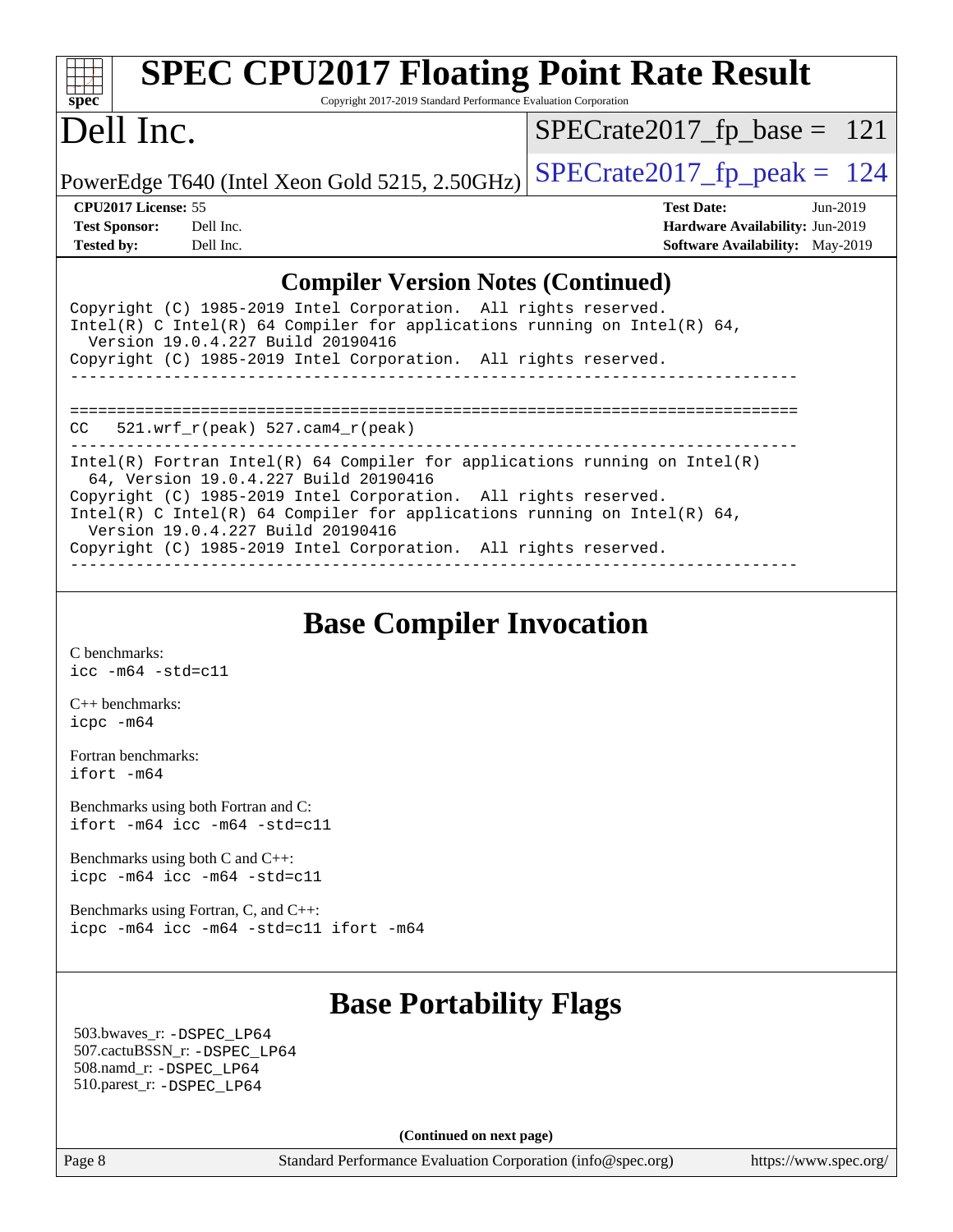## Compiler Version Notes (Continued)

```
Copyright (C) 1985-2019 Intel Corporation.  All rights reserved.
Intel(R) C Intel(R) 64 Compiler for applications running on Intel(R) 64,
  Version 19.0.4.227 Build 20190416
Copyright (C) 1985-2019 Intel Corporation.  All rights reserved.
------------------------------------------------------------------------------

==============================================================================
CC   521.wrf_r(peak) 527.cam4_r(peak)
------------------------------------------------------------------------------
Intel(R) Fortran Intel(R) 64 Compiler for applications running on Intel(R)
  64, Version 19.0.4.227 Build 20190416
Copyright (C) 1985-2019 Intel Corporation.  All rights reserved.
Intel(R) C Intel(R) 64 Compiler for applications running on Intel(R) 64,
  Version 19.0.4.227 Build 20190416
Copyright (C) 1985-2019 Intel Corporation.  All rights reserved.
------------------------------------------------------------------------------
```

## Base Compiler Invocation

C benchmarks:
`icc -m64 -std=c11`

C++ benchmarks:
`icpc -m64`

Fortran benchmarks:
`ifort -m64`

Benchmarks using both Fortran and C:
`ifort -m64 icc -m64 -std=c11`

Benchmarks using both C and C++:
`icpc -m64 icc -m64 -std=c11`

Benchmarks using Fortran, C, and C++:
`icpc -m64 icc -m64 -std=c11 ifort -m64`

## Base Portability Flags

503.bwaves_r: `-DSPEC_LP64`
507.cactuBSSN_r: `-DSPEC_LP64`
508.namd_r: `-DSPEC_LP64`
510.parest_r: `-DSPEC_LP64`

**(Continued on next page)**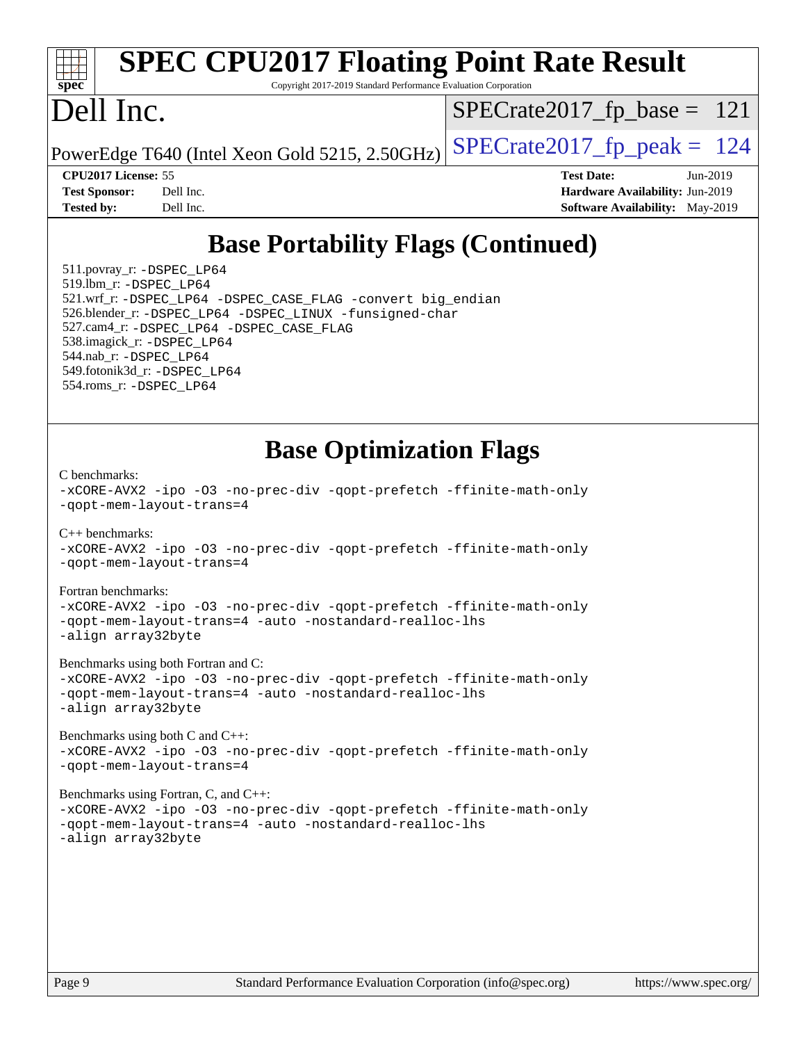## Base Portability Flags (Continued)

511.povray_r: -DSPEC_LP64
519.lbm_r: -DSPEC_LP64
521.wrf_r: -DSPEC_LP64 -DSPEC_CASE_FLAG -convert big_endian
526.blender_r: -DSPEC_LP64 -DSPEC_LINUX -funsigned-char
527.cam4_r: -DSPEC_LP64 -DSPEC_CASE_FLAG
538.imagick_r: -DSPEC_LP64
544.nab_r: -DSPEC_LP64
549.fotonik3d_r: -DSPEC_LP64
554.roms_r: -DSPEC_LP64

## Base Optimization Flags

C benchmarks:
-xCORE-AVX2 -ipo -O3 -no-prec-div -qopt-prefetch -ffinite-math-only
-qopt-mem-layout-trans=4

C++ benchmarks:
-xCORE-AVX2 -ipo -O3 -no-prec-div -qopt-prefetch -ffinite-math-only
-qopt-mem-layout-trans=4

Fortran benchmarks:
-xCORE-AVX2 -ipo -O3 -no-prec-div -qopt-prefetch -ffinite-math-only
-qopt-mem-layout-trans=4 -auto -nostandard-realloc-lhs
-align array32byte

Benchmarks using both Fortran and C:
-xCORE-AVX2 -ipo -O3 -no-prec-div -qopt-prefetch -ffinite-math-only
-qopt-mem-layout-trans=4 -auto -nostandard-realloc-lhs
-align array32byte

Benchmarks using both C and C++:
-xCORE-AVX2 -ipo -O3 -no-prec-div -qopt-prefetch -ffinite-math-only
-qopt-mem-layout-trans=4

Benchmarks using Fortran, C, and C++:
-xCORE-AVX2 -ipo -O3 -no-prec-div -qopt-prefetch -ffinite-math-only
-qopt-mem-layout-trans=4 -auto -nostandard-realloc-lhs
-align array32byte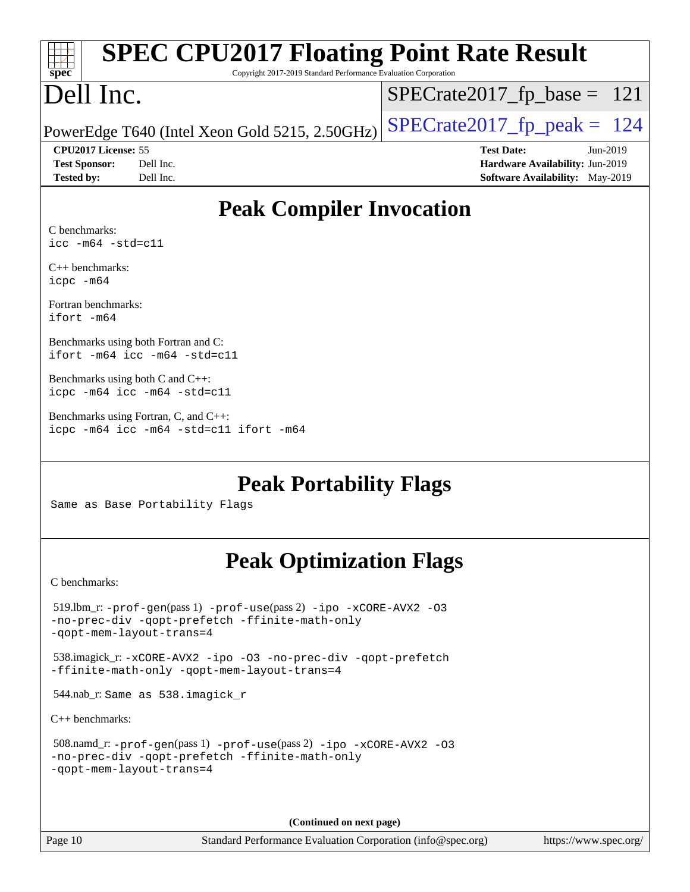# Peak Compiler Invocation

C benchmarks:
```
icc -m64 -std=c11
```

C++ benchmarks:
```
icpc -m64
```

Fortran benchmarks:
```
ifort -m64
```

Benchmarks using both Fortran and C:
```
ifort -m64 icc -m64 -std=c11
```

Benchmarks using both C and C++:
```
icpc -m64 icc -m64 -std=c11
```

Benchmarks using Fortran, C, and C++:
```
icpc -m64 icc -m64 -std=c11 ifort -m64
```

# Peak Portability Flags

Same as Base Portability Flags

# Peak Optimization Flags

C benchmarks:

519.lbm_r: `-prof-gen`(pass 1) `-prof-use`(pass 2) `-ipo -xCORE-AVX2 -O3 -no-prec-div -qopt-prefetch -ffinite-math-only -qopt-mem-layout-trans=4`

538.imagick_r: `-xCORE-AVX2 -ipo -O3 -no-prec-div -qopt-prefetch -ffinite-math-only -qopt-mem-layout-trans=4`

544.nab_r: Same as 538.imagick_r

C++ benchmarks:

508.namd_r: `-prof-gen`(pass 1) `-prof-use`(pass 2) `-ipo -xCORE-AVX2 -O3 -no-prec-div -qopt-prefetch -ffinite-math-only -qopt-mem-layout-trans=4`

(Continued on next page)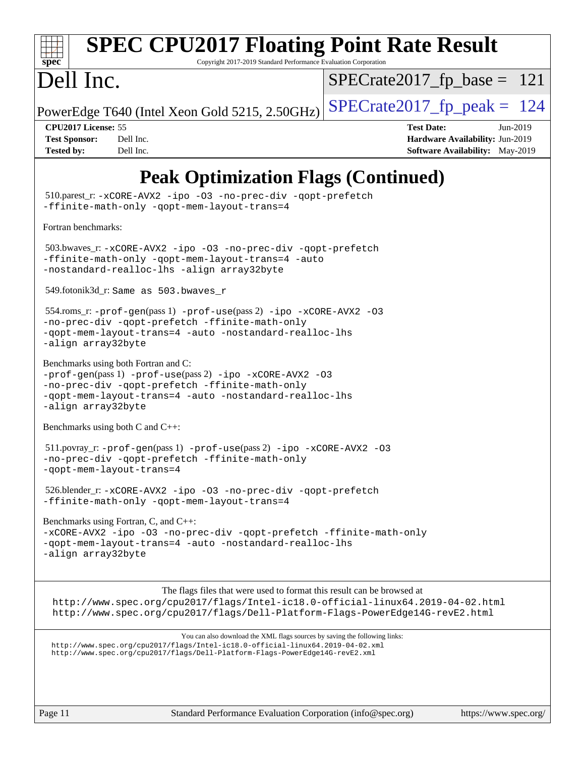# SPEC CPU2017 Floating Point Rate Result

Copyright 2017-2019 Standard Performance Evaluation Corporation

# Dell Inc.

PowerEdge T640 (Intel Xeon Gold 5215, 2.50GHz)

SPECrate2017_fp_base = 121

SPECrate2017_fp_peak = 124

**CPU2017 License:** 55
**Test Sponsor:** Dell Inc.
**Tested by:** Dell Inc.

**Test Date:** Jun-2019
**Hardware Availability:** Jun-2019
**Software Availability:** May-2019

## Peak Optimization Flags (Continued)

510.parest_r: `-xCORE-AVX2 -ipo -O3 -no-prec-div -qopt-prefetch -ffinite-math-only -qopt-mem-layout-trans=4`

Fortran benchmarks:

503.bwaves_r: `-xCORE-AVX2 -ipo -O3 -no-prec-div -qopt-prefetch -ffinite-math-only -qopt-mem-layout-trans=4 -auto -nostandard-realloc-lhs -align array32byte`

549.fotonik3d_r: `Same as 503.bwaves_r`

554.roms_r: `-prof-gen`(pass 1) `-prof-use`(pass 2) `-ipo -xCORE-AVX2 -O3 -no-prec-div -qopt-prefetch -ffinite-math-only -qopt-mem-layout-trans=4 -auto -nostandard-realloc-lhs -align array32byte`

Benchmarks using both Fortran and C:
`-prof-gen`(pass 1) `-prof-use`(pass 2) `-ipo -xCORE-AVX2 -O3 -no-prec-div -qopt-prefetch -ffinite-math-only -qopt-mem-layout-trans=4 -auto -nostandard-realloc-lhs -align array32byte`

Benchmarks using both C and C++:

511.povray_r: `-prof-gen`(pass 1) `-prof-use`(pass 2) `-ipo -xCORE-AVX2 -O3 -no-prec-div -qopt-prefetch -ffinite-math-only -qopt-mem-layout-trans=4`

526.blender_r: `-xCORE-AVX2 -ipo -O3 -no-prec-div -qopt-prefetch -ffinite-math-only -qopt-mem-layout-trans=4`

Benchmarks using Fortran, C, and C++:
`-xCORE-AVX2 -ipo -O3 -no-prec-div -qopt-prefetch -ffinite-math-only -qopt-mem-layout-trans=4 -auto -nostandard-realloc-lhs -align array32byte`

The flags files that were used to format this result can be browsed at
http://www.spec.org/cpu2017/flags/Intel-ic18.0-official-linux64.2019-04-02.html
http://www.spec.org/cpu2017/flags/Dell-Platform-Flags-PowerEdge14G-revE2.html

You can also download the XML flags sources by saving the following links:
http://www.spec.org/cpu2017/flags/Intel-ic18.0-official-linux64.2019-04-02.xml
http://www.spec.org/cpu2017/flags/Dell-Platform-Flags-PowerEdge14G-revE2.xml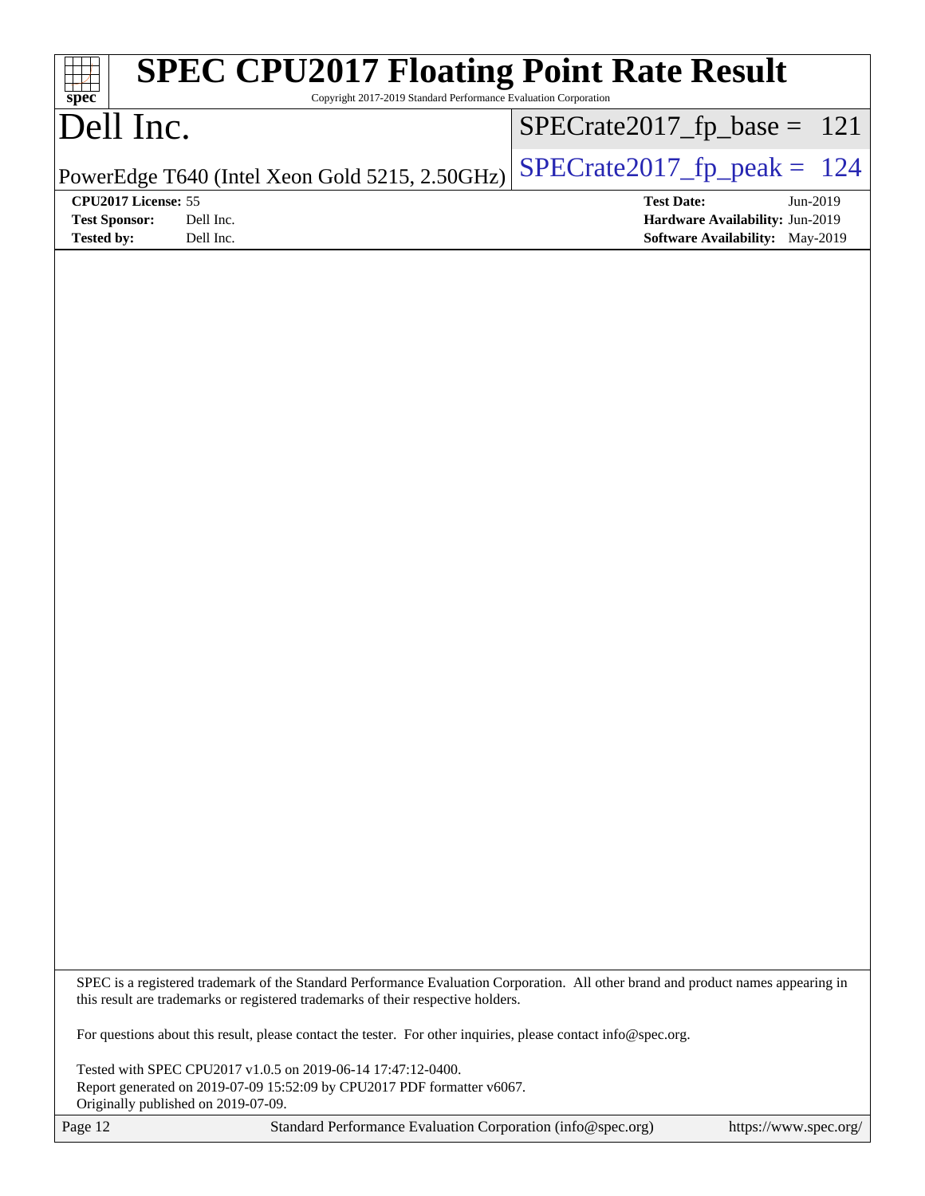SPEC is a registered trademark of the Standard Performance Evaluation Corporation. All other brand and product names appearing in this result are trademarks or registered trademarks of their respective holders.

For questions about this result, please contact the tester. For other inquiries, please contact info@spec.org.

Tested with SPEC CPU2017 v1.0.5 on 2019-06-14 17:47:12-0400.
Report generated on 2019-07-09 15:52:09 by CPU2017 PDF formatter v6067.
Originally published on 2019-07-09.